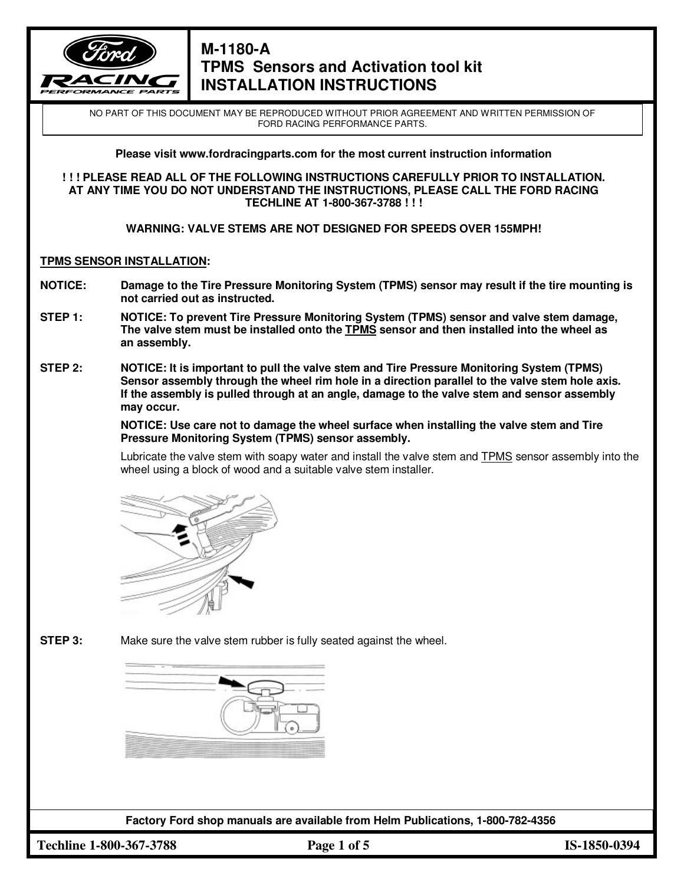# M-1180-A
# TPMS Sensors and Activation tool kit
# INSTALLATION INSTRUCTIONS

NO PART OF THIS DOCUMENT MAY BE REPRODUCED WITHOUT PRIOR AGREEMENT AND WRITTEN PERMISSION OF FORD RACING PERFORMANCE PARTS.

**Please visit www.fordracingparts.com for the most current instruction information**

**! ! ! PLEASE READ ALL OF THE FOLLOWING INSTRUCTIONS CAREFULLY PRIOR TO INSTALLATION. AT ANY TIME YOU DO NOT UNDERSTAND THE INSTRUCTIONS, PLEASE CALL THE FORD RACING TECHLINE AT 1-800-367-3788 ! ! !**

**WARNING: VALVE STEMS ARE NOT DESIGNED FOR SPEEDS OVER 155MPH!**

**<u>TPMS SENSOR INSTALLATION</u>:**

**NOTICE:** **Damage to the Tire Pressure Monitoring System (TPMS) sensor may result if the tire mounting is not carried out as instructed.**

**STEP 1:** **NOTICE: To prevent Tire Pressure Monitoring System (TPMS) sensor and valve stem damage, The valve stem must be installed onto the <u>TPMS</u> sensor and then installed into the wheel as an assembly.**

**STEP 2:** **NOTICE: It is important to pull the valve stem and Tire Pressure Monitoring System (TPMS) Sensor assembly through the wheel rim hole in a direction parallel to the valve stem hole axis. If the assembly is pulled through at an angle, damage to the valve stem and sensor assembly may occur.**

**NOTICE: Use care not to damage the wheel surface when installing the valve stem and Tire Pressure Monitoring System (TPMS) sensor assembly.**

Lubricate the valve stem with soapy water and install the valve stem and <u>TPMS</u> sensor assembly into the wheel using a block of wood and a suitable valve stem installer.

**STEP 3:** Make sure the valve stem rubber is fully seated against the wheel.

**Factory Ford shop manuals are available from Helm Publications, 1-800-782-4356**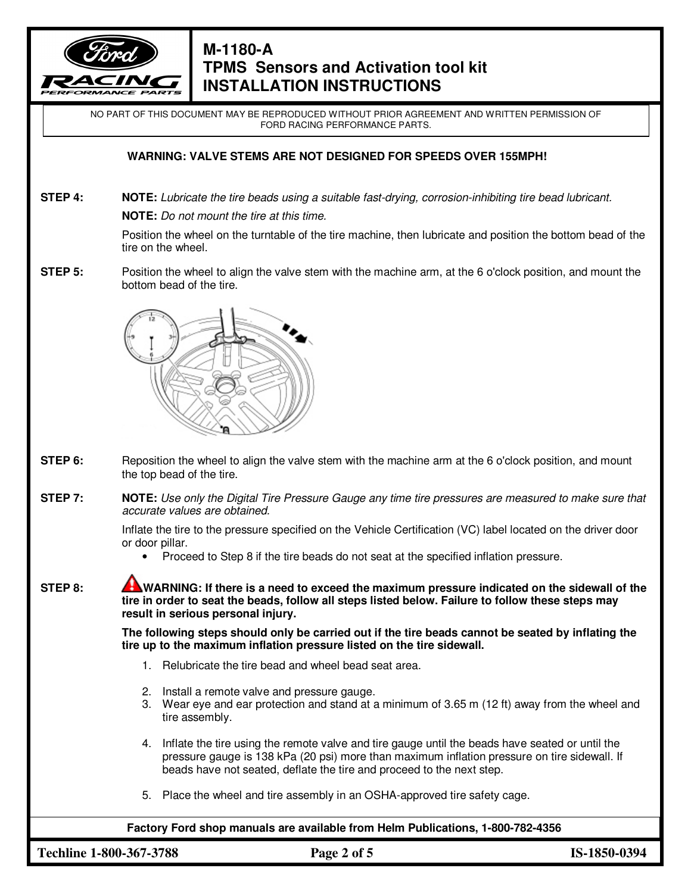# M-1180-A
# TPMS Sensors and Activation tool kit
# INSTALLATION INSTRUCTIONS

NO PART OF THIS DOCUMENT MAY BE REPRODUCED WITHOUT PRIOR AGREEMENT AND WRITTEN PERMISSION OF FORD RACING PERFORMANCE PARTS.

**WARNING: VALVE STEMS ARE NOT DESIGNED FOR SPEEDS OVER 155MPH!**

**STEP 4:** **NOTE:** *Lubricate the tire beads using a suitable fast-drying, corrosion-inhibiting tire bead lubricant.*

**NOTE:** *Do not mount the tire at this time.*

Position the wheel on the turntable of the tire machine, then lubricate and position the bottom bead of the tire on the wheel.

**STEP 5:** Position the wheel to align the valve stem with the machine arm, at the 6 o'clock position, and mount the bottom bead of the tire.

**STEP 6:** Reposition the wheel to align the valve stem with the machine arm at the 6 o'clock position, and mount the top bead of the tire.

**STEP 7:** **NOTE:** *Use only the Digital Tire Pressure Gauge any time tire pressures are measured to make sure that accurate values are obtained.*

Inflate the tire to the pressure specified on the Vehicle Certification (VC) label located on the driver door or door pillar.

- Proceed to Step 8 if the tire beads do not seat at the specified inflation pressure.

**STEP 8:** **WARNING: If there is a need to exceed the maximum pressure indicated on the sidewall of the tire in order to seat the beads, follow all steps listed below. Failure to follow these steps may result in serious personal injury.**

**The following steps should only be carried out if the tire beads cannot be seated by inflating the tire up to the maximum inflation pressure listed on the tire sidewall.**

1. Relubricate the tire bead and wheel bead seat area.
2. Install a remote valve and pressure gauge.
3. Wear eye and ear protection and stand at a minimum of 3.65 m (12 ft) away from the wheel and tire assembly.
4. Inflate the tire using the remote valve and tire gauge until the beads have seated or until the pressure gauge is 138 kPa (20 psi) more than maximum inflation pressure on tire sidewall. If beads have not seated, deflate the tire and proceed to the next step.
5. Place the wheel and tire assembly in an OSHA-approved tire safety cage.

**Factory Ford shop manuals are available from Helm Publications, 1-800-782-4356**

**Techline 1-800-367-3788** **IS-1850-0394**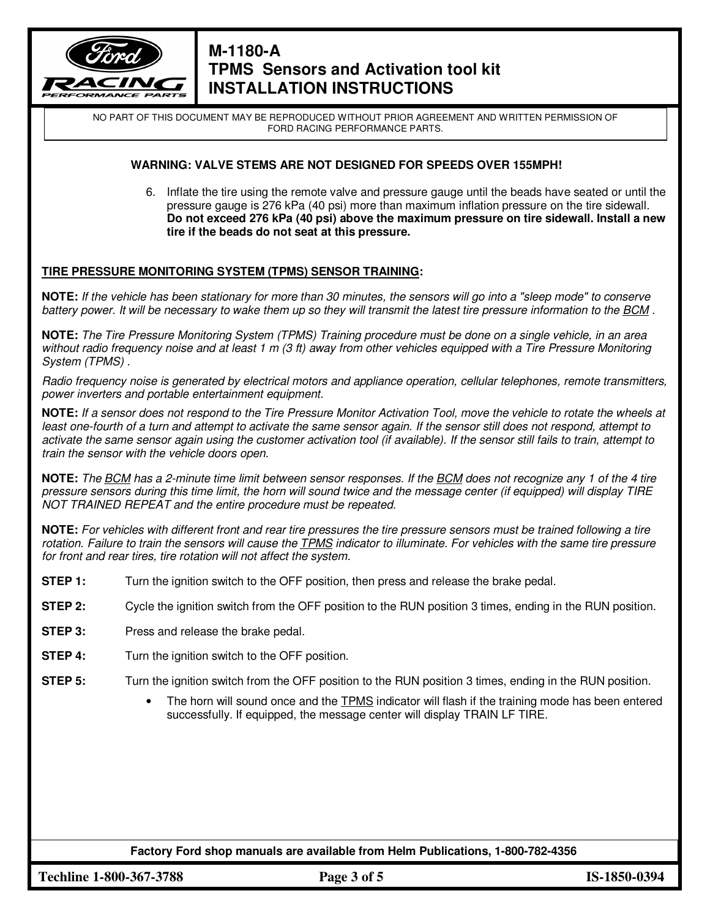# M-1180-A
# TPMS Sensors and Activation tool kit
# INSTALLATION INSTRUCTIONS

NO PART OF THIS DOCUMENT MAY BE REPRODUCED WITHOUT PRIOR AGREEMENT AND WRITTEN PERMISSION OF FORD RACING PERFORMANCE PARTS.

**WARNING: VALVE STEMS ARE NOT DESIGNED FOR SPEEDS OVER 155MPH!**

6. Inflate the tire using the remote valve and pressure gauge until the beads have seated or until the pressure gauge is 276 kPa (40 psi) more than maximum inflation pressure on the tire sidewall. **Do not exceed 276 kPa (40 psi) above the maximum pressure on tire sidewall. Install a new tire if the beads do not seat at this pressure.**

## TIRE PRESSURE MONITORING SYSTEM (TPMS) SENSOR TRAINING:

**NOTE:** *If the vehicle has been stationary for more than 30 minutes, the sensors will go into a "sleep mode" to conserve battery power. It will be necessary to wake them up so they will transmit the latest tire pressure information to the BCM .*

**NOTE:** *The Tire Pressure Monitoring System (TPMS) Training procedure must be done on a single vehicle, in an area without radio frequency noise and at least 1 m (3 ft) away from other vehicles equipped with a Tire Pressure Monitoring System (TPMS) .*

*Radio frequency noise is generated by electrical motors and appliance operation, cellular telephones, remote transmitters, power inverters and portable entertainment equipment.*

**NOTE:** *If a sensor does not respond to the Tire Pressure Monitor Activation Tool, move the vehicle to rotate the wheels at least one-fourth of a turn and attempt to activate the same sensor again. If the sensor still does not respond, attempt to activate the same sensor again using the customer activation tool (if available). If the sensor still fails to train, attempt to train the sensor with the vehicle doors open.*

**NOTE:** *The BCM has a 2-minute time limit between sensor responses. If the BCM does not recognize any 1 of the 4 tire pressure sensors during this time limit, the horn will sound twice and the message center (if equipped) will display TIRE NOT TRAINED REPEAT and the entire procedure must be repeated.*

**NOTE:** *For vehicles with different front and rear tire pressures the tire pressure sensors must be trained following a tire rotation. Failure to train the sensors will cause the TPMS indicator to illuminate. For vehicles with the same tire pressure for front and rear tires, tire rotation will not affect the system.*

**STEP 1:** Turn the ignition switch to the OFF position, then press and release the brake pedal.

**STEP 2:** Cycle the ignition switch from the OFF position to the RUN position 3 times, ending in the RUN position.

**STEP 3:** Press and release the brake pedal.

**STEP 4:** Turn the ignition switch to the OFF position.

**STEP 5:** Turn the ignition switch from the OFF position to the RUN position 3 times, ending in the RUN position.

- The horn will sound once and the TPMS indicator will flash if the training mode has been entered successfully. If equipped, the message center will display TRAIN LF TIRE.

**Factory Ford shop manuals are available from Helm Publications, 1-800-782-4356**

Techline 1-800-367-3788 IS-1850-0394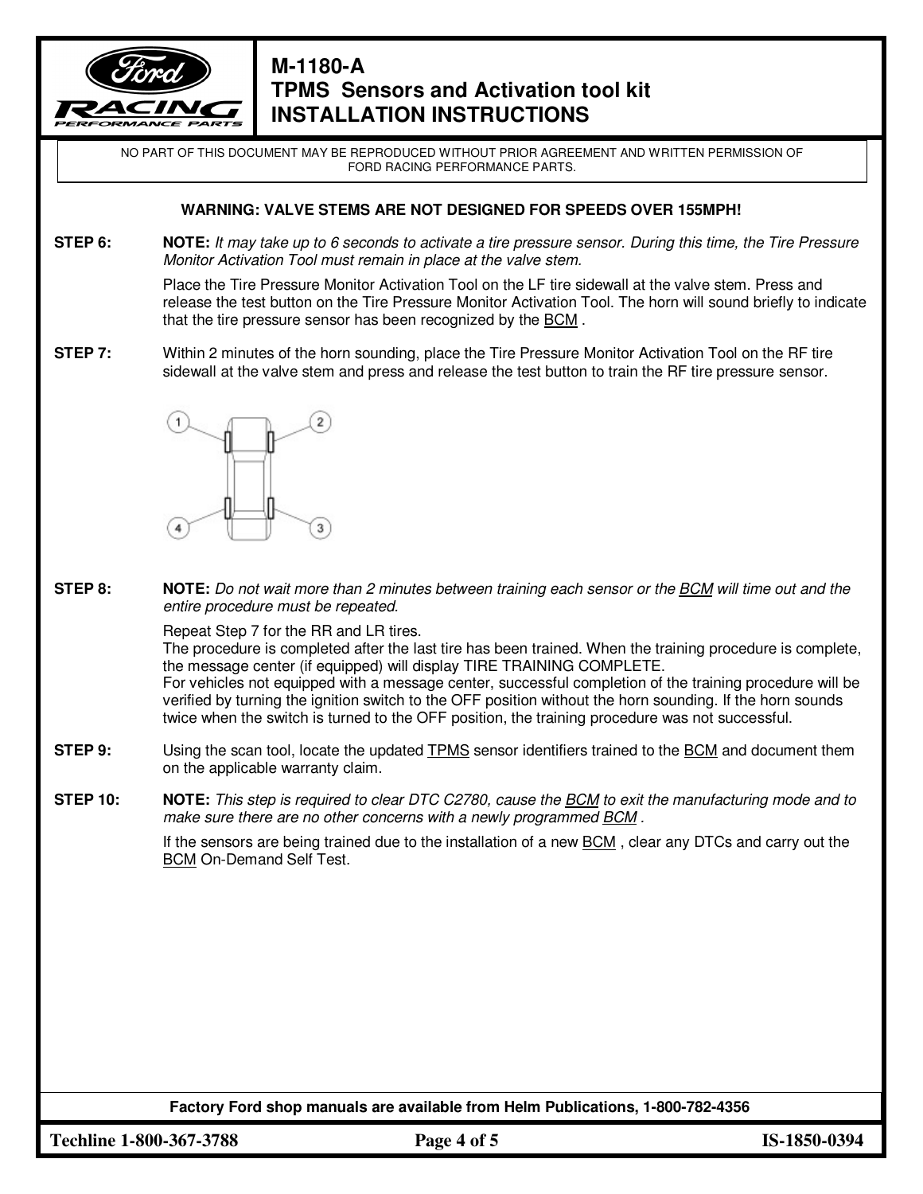# M-1180-A
# TPMS Sensors and Activation tool kit
# INSTALLATION INSTRUCTIONS

NO PART OF THIS DOCUMENT MAY BE REPRODUCED WITHOUT PRIOR AGREEMENT AND WRITTEN PERMISSION OF FORD RACING PERFORMANCE PARTS.

**WARNING: VALVE STEMS ARE NOT DESIGNED FOR SPEEDS OVER 155MPH!**

**STEP 6:** **NOTE:** *It may take up to 6 seconds to activate a tire pressure sensor. During this time, the Tire Pressure Monitor Activation Tool must remain in place at the valve stem.*

Place the Tire Pressure Monitor Activation Tool on the LF tire sidewall at the valve stem. Press and release the test button on the Tire Pressure Monitor Activation Tool. The horn will sound briefly to indicate that the tire pressure sensor has been recognized by the BCM .

**STEP 7:** Within 2 minutes of the horn sounding, place the Tire Pressure Monitor Activation Tool on the RF tire sidewall at the valve stem and press and release the test button to train the RF tire pressure sensor.

**STEP 8:** **NOTE:** *Do not wait more than 2 minutes between training each sensor or the BCM will time out and the entire procedure must be repeated.*

Repeat Step 7 for the RR and LR tires.
The procedure is completed after the last tire has been trained. When the training procedure is complete, the message center (if equipped) will display TIRE TRAINING COMPLETE.
For vehicles not equipped with a message center, successful completion of the training procedure will be verified by turning the ignition switch to the OFF position without the horn sounding. If the horn sounds twice when the switch is turned to the OFF position, the training procedure was not successful.

**STEP 9:** Using the scan tool, locate the updated TPMS sensor identifiers trained to the BCM and document them on the applicable warranty claim.

**STEP 10:** **NOTE:** *This step is required to clear DTC C2780, cause the BCM to exit the manufacturing mode and to make sure there are no other concerns with a newly programmed BCM .*

If the sensors are being trained due to the installation of a new BCM , clear any DTCs and carry out the BCM On-Demand Self Test.

**Factory Ford shop manuals are available from Helm Publications, 1-800-782-4356**

Techline 1-800-367-3788 IS-1850-0394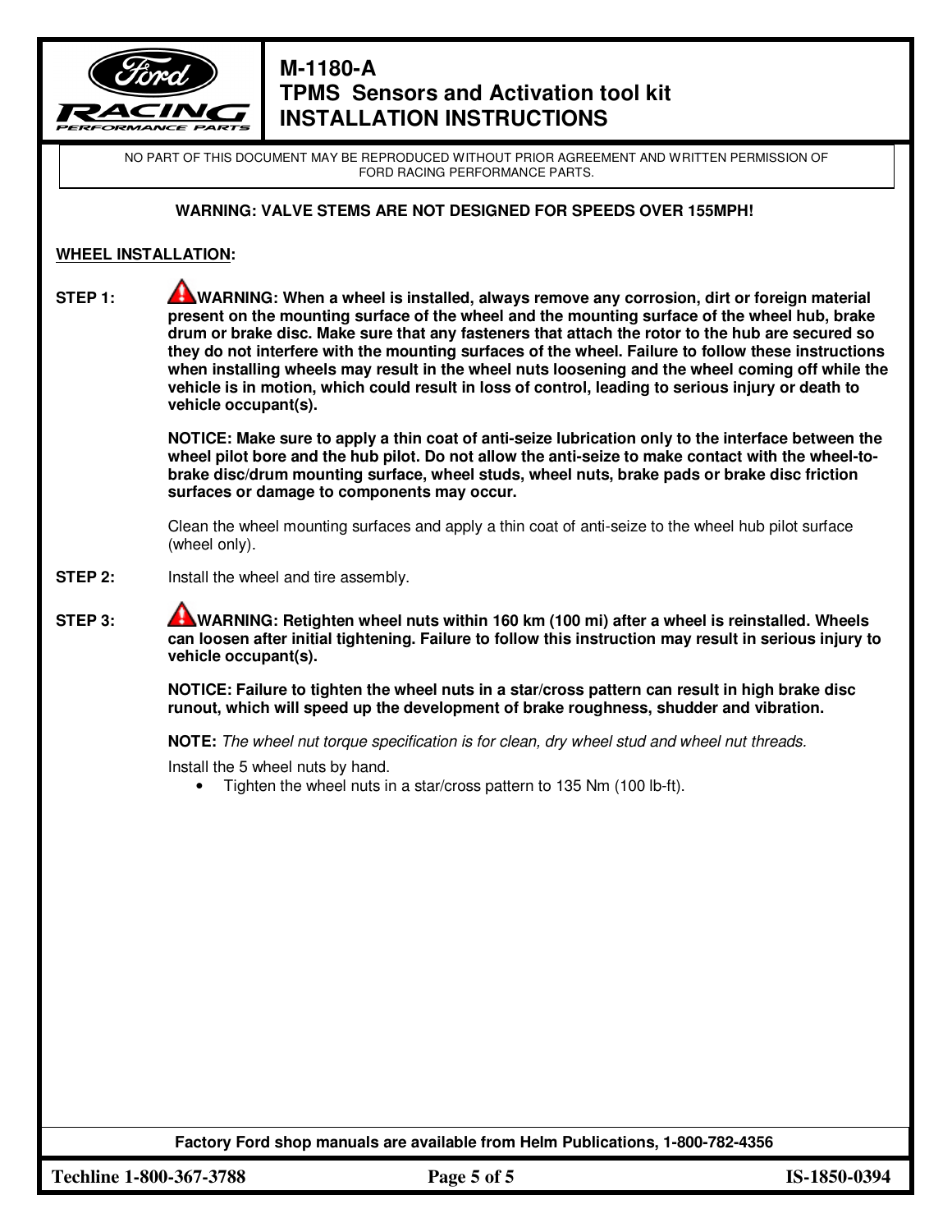# M-1180-A
# TPMS Sensors and Activation tool kit
# INSTALLATION INSTRUCTIONS

NO PART OF THIS DOCUMENT MAY BE REPRODUCED WITHOUT PRIOR AGREEMENT AND WRITTEN PERMISSION OF FORD RACING PERFORMANCE PARTS.

**WARNING: VALVE STEMS ARE NOT DESIGNED FOR SPEEDS OVER 155MPH!**

**WHEEL INSTALLATION:**

**STEP 1:** **WARNING: When a wheel is installed, always remove any corrosion, dirt or foreign material present on the mounting surface of the wheel and the mounting surface of the wheel hub, brake drum or brake disc. Make sure that any fasteners that attach the rotor to the hub are secured so they do not interfere with the mounting surfaces of the wheel. Failure to follow these instructions when installing wheels may result in the wheel nuts loosening and the wheel coming off while the vehicle is in motion, which could result in loss of control, leading to serious injury or death to vehicle occupant(s).**

**NOTICE: Make sure to apply a thin coat of anti-seize lubrication only to the interface between the wheel pilot bore and the hub pilot. Do not allow the anti-seize to make contact with the wheel-to-brake disc/drum mounting surface, wheel studs, wheel nuts, brake pads or brake disc friction surfaces or damage to components may occur.**

Clean the wheel mounting surfaces and apply a thin coat of anti-seize to the wheel hub pilot surface (wheel only).

**STEP 2:** Install the wheel and tire assembly.

**STEP 3:** **WARNING: Retighten wheel nuts within 160 km (100 mi) after a wheel is reinstalled. Wheels can loosen after initial tightening. Failure to follow this instruction may result in serious injury to vehicle occupant(s).**

**NOTICE: Failure to tighten the wheel nuts in a star/cross pattern can result in high brake disc runout, which will speed up the development of brake roughness, shudder and vibration.**

**NOTE:** *The wheel nut torque specification is for clean, dry wheel stud and wheel nut threads.*

Install the 5 wheel nuts by hand.

- Tighten the wheel nuts in a star/cross pattern to 135 Nm (100 lb-ft).

**Factory Ford shop manuals are available from Helm Publications, 1-800-782-4356**

**Techline 1-800-367-3788** **IS-1850-0394**